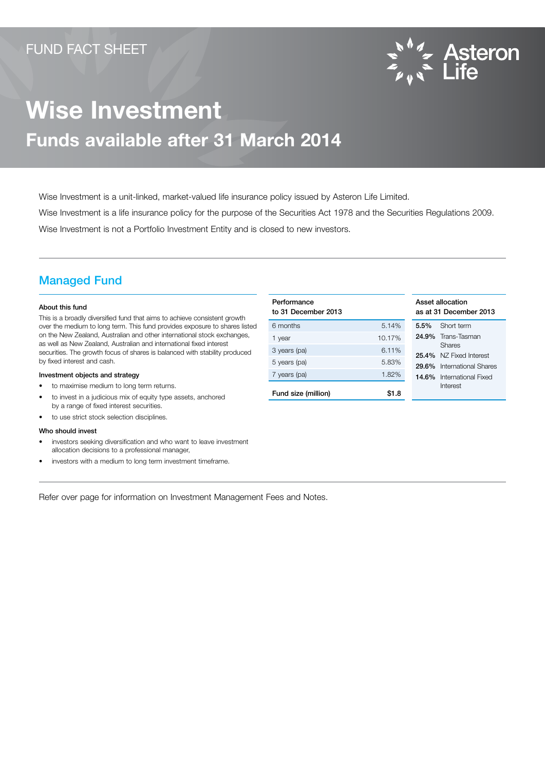FUND FACT SHEET

Asteron Life

# Wise Investment

## Funds available after 31 March 2014

Wise Investment is a unit-linked, market-valued life insurance policy issued by Asteron Life Limited.

Wise Investment is a life insurance policy for the purpose of the Securities Act 1978 and the Securities Regulations 2009.

Wise Investment is not a Portfolio Investment Entity and is closed to new investors.

## Managed Fund

**About this fund**

This is a broadly diversified fund that aims to achieve consistent growth over the medium to long term. This fund provides exposure to shares listed on the New Zealand, Australian and other international stock exchanges, as well as New Zealand, Australian and international fixed interest securities. The growth focus of shares is balanced with stability produced by fixed interest and cash.

**Investment objects and strategy**

- to maximise medium to long term returns.
- to invest in a judicious mix of equity type assets, anchored by a range of fixed interest securities.
- to use strict stock selection disciplines.

**Who should invest**

- investors seeking diversification and who want to leave investment allocation decisions to a professional manager,
- investors with a medium to long term investment timeframe.

| Performance to 31 December 2013 | |
|---|---|
| 6 months | 5.14% |
| 1 year | 10.17% |
| 3 years (pa) | 6.11% |
| 5 years (pa) | 5.83% |
| 7 years (pa) | 1.82% |
| **Fund size (million)** | **$1.8** |

| Asset allocation as at 31 December 2013 | |
|---|---|
| **5.5%** | Short term |
| **24.9%** | Trans-Tasman Shares |
| **25.4%** | NZ Fixed Interest |
| **29.6%** | International Shares |
| **14.6%** | International Fixed Interest |

Refer over page for information on Investment Management Fees and Notes.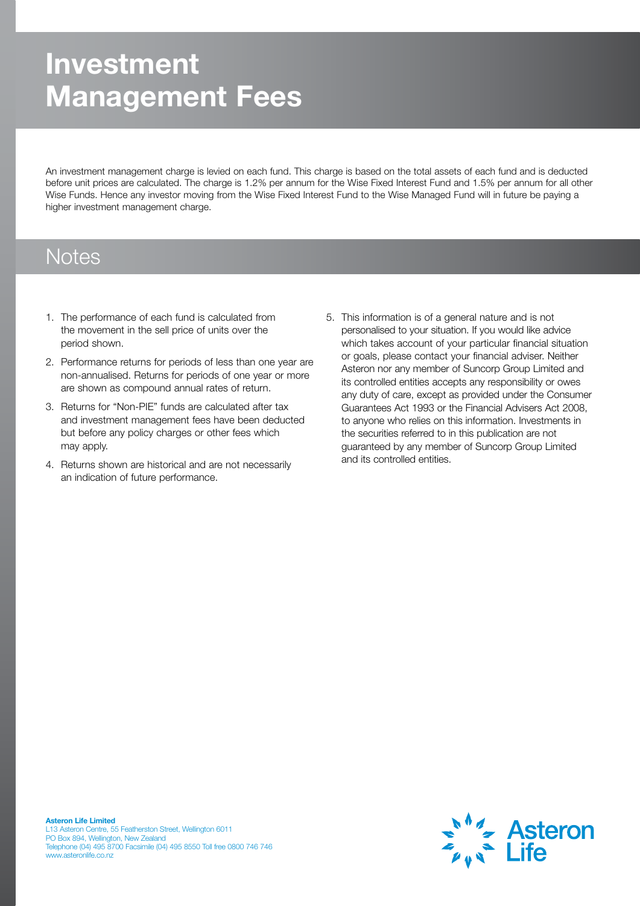# Investment Management Fees

An investment management charge is levied on each fund. This charge is based on the total assets of each fund and is deducted before unit prices are calculated. The charge is 1.2% per annum for the Wise Fixed Interest Fund and 1.5% per annum for all other Wise Funds. Hence any investor moving from the Wise Fixed Interest Fund to the Wise Managed Fund will in future be paying a higher investment management charge.

## Notes

1. The performance of each fund is calculated from the movement in the sell price of units over the period shown.
2. Performance returns for periods of less than one year are non-annualised. Returns for periods of one year or more are shown as compound annual rates of return.
3. Returns for "Non-PIE" funds are calculated after tax and investment management fees have been deducted but before any policy charges or other fees which may apply.
4. Returns shown are historical and are not necessarily an indication of future performance.
5. This information is of a general nature and is not personalised to your situation. If you would like advice which takes account of your particular financial situation or goals, please contact your financial adviser. Neither Asteron nor any member of Suncorp Group Limited and its controlled entities accepts any responsibility or owes any duty of care, except as provided under the Consumer Guarantees Act 1993 or the Financial Advisers Act 2008, to anyone who relies on this information. Investments in the securities referred to in this publication are not guaranteed by any member of Suncorp Group Limited and its controlled entities.

**Asteron Life Limited**
L13 Asteron Centre, 55 Featherston Street, Wellington 6011
PO Box 894, Wellington, New Zealand
Telephone (04) 495 8700 Facsimile (04) 495 8550 Toll free 0800 746 746
www.asteronlife.co.nz

Asteron Life